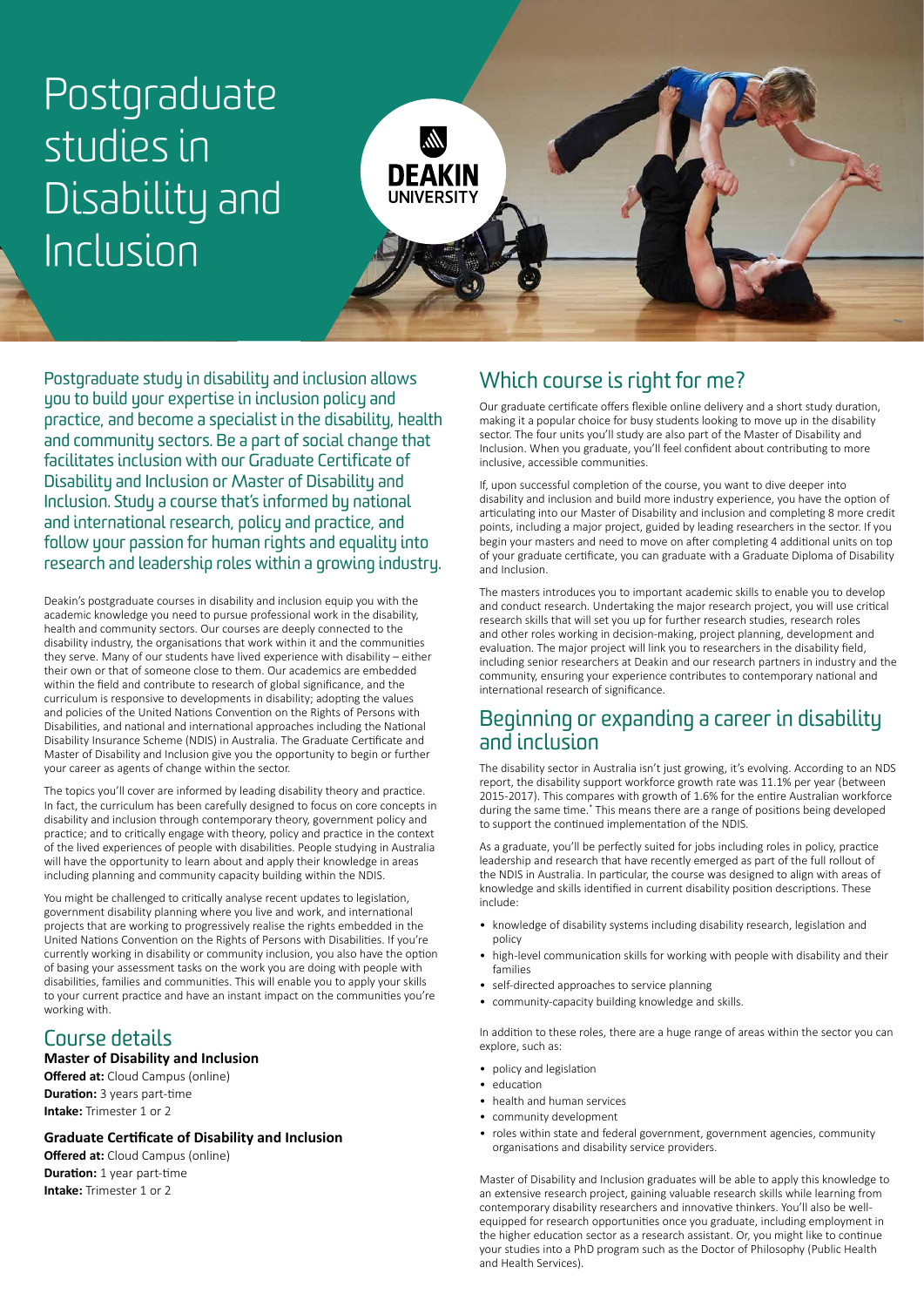# Postgraduate studies in Disability and Inclusion

Postgraduate study in disability and inclusion allows you to build your expertise in inclusion policy and practice, and become a specialist in the disability, health and community sectors. Be a part of social change that facilitates inclusion with our Graduate Certificate of Disability and Inclusion or Master of Disability and Inclusion. Study a course that's informed by national and international research, policy and practice, and follow your passion for human rights and equality into research and leadership roles within a growing industry.

Deakin's postgraduate courses in disability and inclusion equip you with the academic knowledge you need to pursue professional work in the disability, health and community sectors. Our courses are deeply connected to the disability industry, the organisations that work within it and the communities they serve. Many of our students have lived experience with disability – either their own or that of someone close to them. Our academics are embedded within the field and contribute to research of global significance, and the curriculum is responsive to developments in disability; adopting the values and policies of the United Nations Convention on the Rights of Persons with Disabilities, and national and international approaches including the National Disability Insurance Scheme (NDIS) in Australia. The Graduate Certificate and Master of Disability and Inclusion give you the opportunity to begin or further your career as agents of change within the sector.

The topics you'll cover are informed by leading disability theory and practice. In fact, the curriculum has been carefully designed to focus on core concepts in disability and inclusion through contemporary theory, government policy and practice; and to critically engage with theory, policy and practice in the context of the lived experiences of people with disabilities. People studying in Australia will have the opportunity to learn about and apply their knowledge in areas including planning and community capacity building within the NDIS.

You might be challenged to critically analyse recent updates to legislation, government disability planning where you live and work, and international projects that are working to progressively realise the rights embedded in the United Nations Convention on the Rights of Persons with Disabilities. If you're currently working in disability or community inclusion, you also have the option of basing your assessment tasks on the work you are doing with people with disabilities, families and communities. This will enable you to apply your skills to your current practice and have an instant impact on the communities you're working with.

## Course details

**Master of Disability and Inclusion**
**Offered at:** Cloud Campus (online)
**Duration:** 3 years part-time
**Intake:** Trimester 1 or 2

**Graduate Certificate of Disability and Inclusion**
**Offered at:** Cloud Campus (online)
**Duration:** 1 year part-time
**Intake:** Trimester 1 or 2

## Which course is right for me?

Our graduate certificate offers flexible online delivery and a short study duration, making it a popular choice for busy students looking to move up in the disability sector. The four units you'll study are also part of the Master of Disability and Inclusion. When you graduate, you'll feel confident about contributing to more inclusive, accessible communities.

If, upon successful completion of the course, you want to dive deeper into disability and inclusion and build more industry experience, you have the option of articulating into our Master of Disability and inclusion and completing 8 more credit points, including a major project, guided by leading researchers in the sector. If you begin your masters and need to move on after completing 4 additional units on top of your graduate certificate, you can graduate with a Graduate Diploma of Disability and Inclusion.

The masters introduces you to important academic skills to enable you to develop and conduct research. Undertaking the major research project, you will use critical research skills that will set you up for further research studies, research roles and other roles working in decision-making, project planning, development and evaluation. The major project will link you to researchers in the disability field, including senior researchers at Deakin and our research partners in industry and the community, ensuring your experience contributes to contemporary national and international research of significance.

## Beginning or expanding a career in disability and inclusion

The disability sector in Australia isn't just growing, it's evolving. According to an NDS report, the disability support workforce growth rate was 11.1% per year (between 2015-2017). This compares with growth of 1.6% for the entire Australian workforce during the same time.* This means there are a range of positions being developed to support the continued implementation of the NDIS.

As a graduate, you'll be perfectly suited for jobs including roles in policy, practice leadership and research that have recently emerged as part of the full rollout of the NDIS in Australia. In particular, the course was designed to align with areas of knowledge and skills identified in current disability position descriptions. These include:

- knowledge of disability systems including disability research, legislation and policy
- high-level communication skills for working with people with disability and their families
- self-directed approaches to service planning
- community-capacity building knowledge and skills.

In addition to these roles, there are a huge range of areas within the sector you can explore, such as:

- policy and legislation
- education
- health and human services
- community development
- roles within state and federal government, government agencies, community organisations and disability service providers.

Master of Disability and Inclusion graduates will be able to apply this knowledge to an extensive research project, gaining valuable research skills while learning from contemporary disability researchers and innovative thinkers. You'll also be well-equipped for research opportunities once you graduate, including employment in the higher education sector as a research assistant. Or, you might like to continue your studies into a PhD program such as the Doctor of Philosophy (Public Health and Health Services).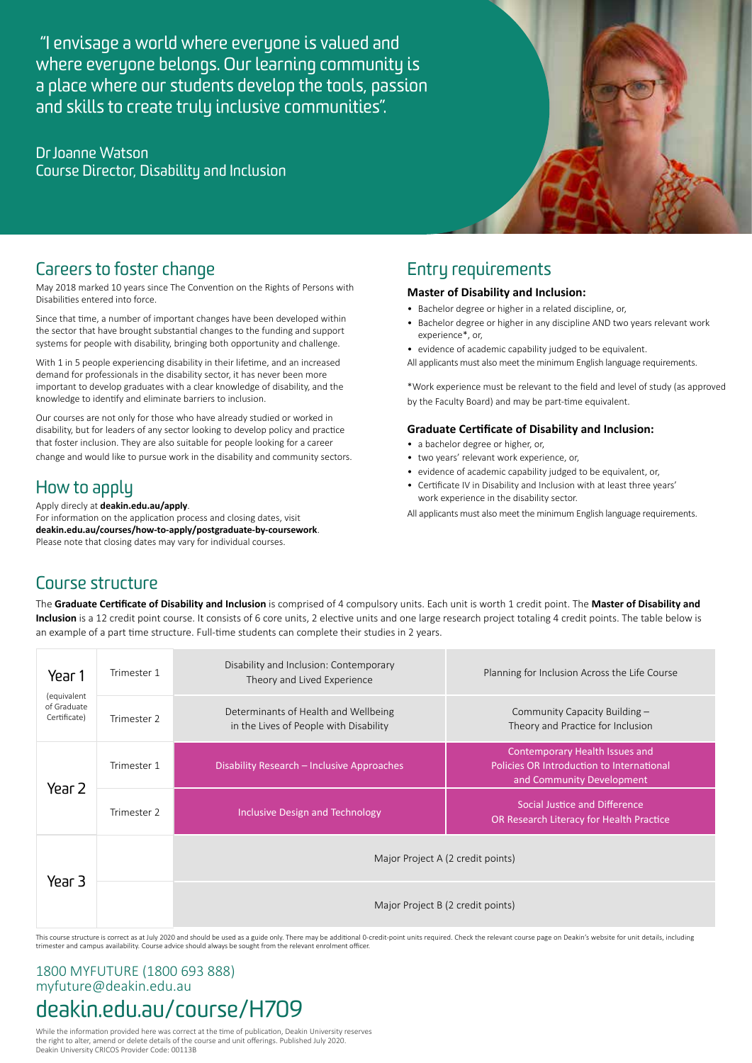"I envisage a world where everyone is valued and where everyone belongs. Our learning community is a place where our students develop the tools, passion and skills to create truly inclusive communities".

Dr Joanne Watson
Course Director, Disability and Inclusion

## Careers to foster change

May 2018 marked 10 years since The Convention on the Rights of Persons with Disabilities entered into force.

Since that time, a number of important changes have been developed within the sector that have brought substantial changes to the funding and support systems for people with disability, bringing both opportunity and challenge.

With 1 in 5 people experiencing disability in their lifetime, and an increased demand for professionals in the disability sector, it has never been more important to develop graduates with a clear knowledge of disability, and the knowledge to identify and eliminate barriers to inclusion.

Our courses are not only for those who have already studied or worked in disability, but for leaders of any sector looking to develop policy and practice that foster inclusion. They are also suitable for people looking for a career change and would like to pursue work in the disability and community sectors.

## How to apply

Apply direcly at **deakin.edu.au/apply**.
For information on the application process and closing dates, visit **deakin.edu.au/courses/how-to-apply/postgraduate-by-coursework**.
Please note that closing dates may vary for individual courses.

## Entry requirements

### Master of Disability and Inclusion:

- Bachelor degree or higher in a related discipline, or,
- Bachelor degree or higher in any discipline AND two years relevant work experience*, or,
- evidence of academic capability judged to be equivalent.

All applicants must also meet the minimum English language requirements.

*Work experience must be relevant to the field and level of study (as approved by the Faculty Board) and may be part-time equivalent.

### Graduate Certificate of Disability and Inclusion:

- a bachelor degree or higher, or,
- two years' relevant work experience, or,
- evidence of academic capability judged to be equivalent, or,
- Certificate IV in Disability and Inclusion with at least three years' work experience in the disability sector.

All applicants must also meet the minimum English language requirements.

## Course structure

The **Graduate Certificate of Disability and Inclusion** is comprised of 4 compulsory units. Each unit is worth 1 credit point. The **Master of Disability and Inclusion** is a 12 credit point course. It consists of 6 core units, 2 elective units and one large research project totaling 4 credit points. The table below is an example of a part time structure. Full-time students can complete their studies in 2 years.

| | | | |
|---|---|---|---|
| Year 1 (equivalent of Graduate Certificate) | Trimester 1 | Disability and Inclusion: Contemporary Theory and Lived Experience | Planning for Inclusion Across the Life Course |
| | Trimester 2 | Determinants of Health and Wellbeing in the Lives of People with Disability | Community Capacity Building – Theory and Practice for Inclusion |
| Year 2 | Trimester 1 | Disability Research – Inclusive Approaches | Contemporary Health Issues and Policies OR Introduction to International and Community Development |
| | Trimester 2 | Inclusive Design and Technology | Social Justice and Difference OR Research Literacy for Health Practice |
| Year 3 | | Major Project A (2 credit points) | |
| | | Major Project B (2 credit points) | |

This course structure is correct as at July 2020 and should be used as a guide only. There may be additional 0-credit-point units required. Check the relevant course page on Deakin's website for unit details, including trimester and campus availability. Course advice should always be sought from the relevant enrolment officer.

1800 MYFUTURE (1800 693 888)
myfuture@deakin.edu.au

# deakin.edu.au/course/H709

While the information provided here was correct at the time of publication, Deakin University reserves the right to alter, amend or delete details of the course and unit offerings. Published July 2020.
Deakin University CRICOS Provider Code: 00113B